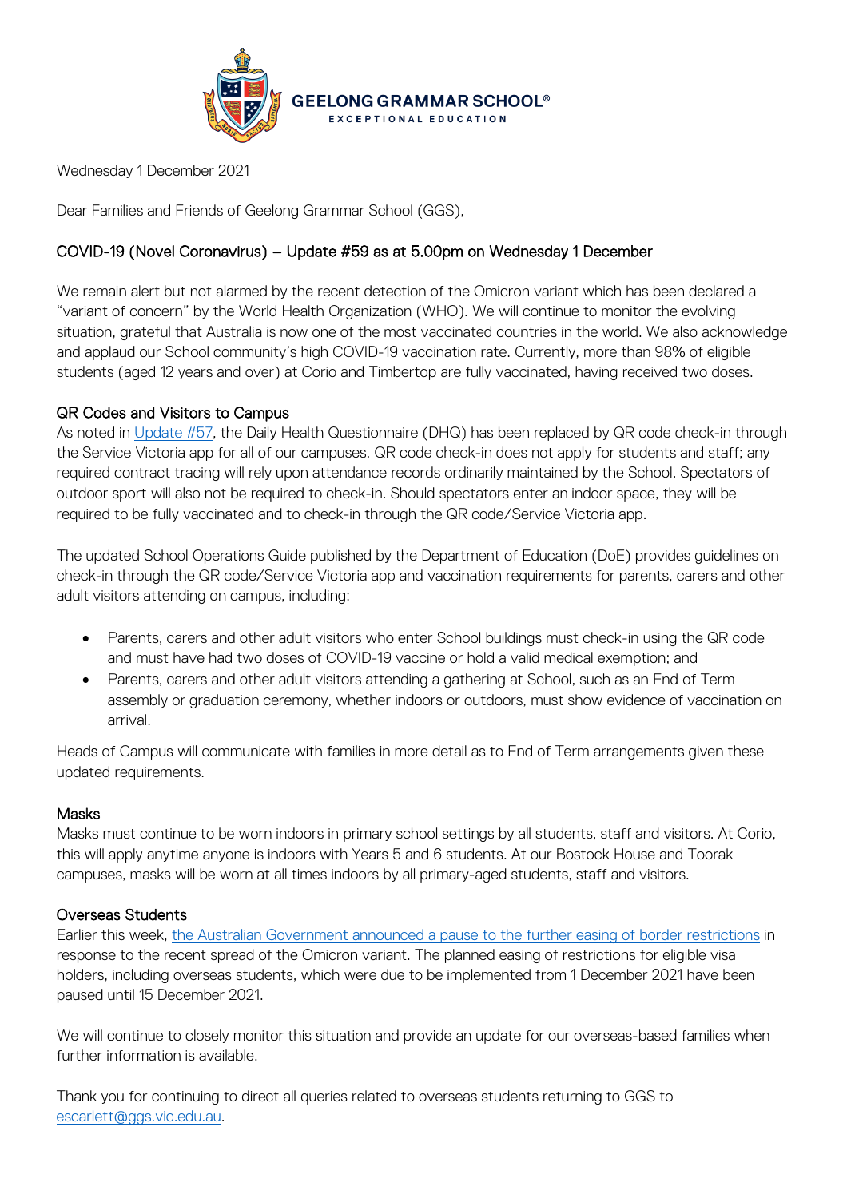**GEELONG GRAMMAR SCHOOL®**
EXCEPTIONAL EDUCATION

Wednesday 1 December 2021

Dear Families and Friends of Geelong Grammar School (GGS),

## COVID-19 (Novel Coronavirus) – Update #59 as at 5.00pm on Wednesday 1 December

We remain alert but not alarmed by the recent detection of the Omicron variant which has been declared a "variant of concern" by the World Health Organization (WHO). We will continue to monitor the evolving situation, grateful that Australia is now one of the most vaccinated countries in the world. We also acknowledge and applaud our School community's high COVID-19 vaccination rate. Currently, more than 98% of eligible students (aged 12 years and over) at Corio and Timbertop are fully vaccinated, having received two doses.

### QR Codes and Visitors to Campus

As noted in Update #57, the Daily Health Questionnaire (DHQ) has been replaced by QR code check-in through the Service Victoria app for all of our campuses. QR code check-in does not apply for students and staff; any required contract tracing will rely upon attendance records ordinarily maintained by the School. Spectators of outdoor sport will also not be required to check-in. Should spectators enter an indoor space, they will be required to be fully vaccinated and to check-in through the QR code/Service Victoria app.

The updated School Operations Guide published by the Department of Education (DoE) provides guidelines on check-in through the QR code/Service Victoria app and vaccination requirements for parents, carers and other adult visitors attending on campus, including:

- Parents, carers and other adult visitors who enter School buildings must check-in using the QR code and must have had two doses of COVID-19 vaccine or hold a valid medical exemption; and
- Parents, carers and other adult visitors attending a gathering at School, such as an End of Term assembly or graduation ceremony, whether indoors or outdoors, must show evidence of vaccination on arrival.

Heads of Campus will communicate with families in more detail as to End of Term arrangements given these updated requirements.

### Masks

Masks must continue to be worn indoors in primary school settings by all students, staff and visitors. At Corio, this will apply anytime anyone is indoors with Years 5 and 6 students. At our Bostock House and Toorak campuses, masks will be worn at all times indoors by all primary-aged students, staff and visitors.

### Overseas Students

Earlier this week, the Australian Government announced a pause to the further easing of border restrictions in response to the recent spread of the Omicron variant. The planned easing of restrictions for eligible visa holders, including overseas students, which were due to be implemented from 1 December 2021 have been paused until 15 December 2021.

We will continue to closely monitor this situation and provide an update for our overseas-based families when further information is available.

Thank you for continuing to direct all queries related to overseas students returning to GGS to escarlett@ggs.vic.edu.au.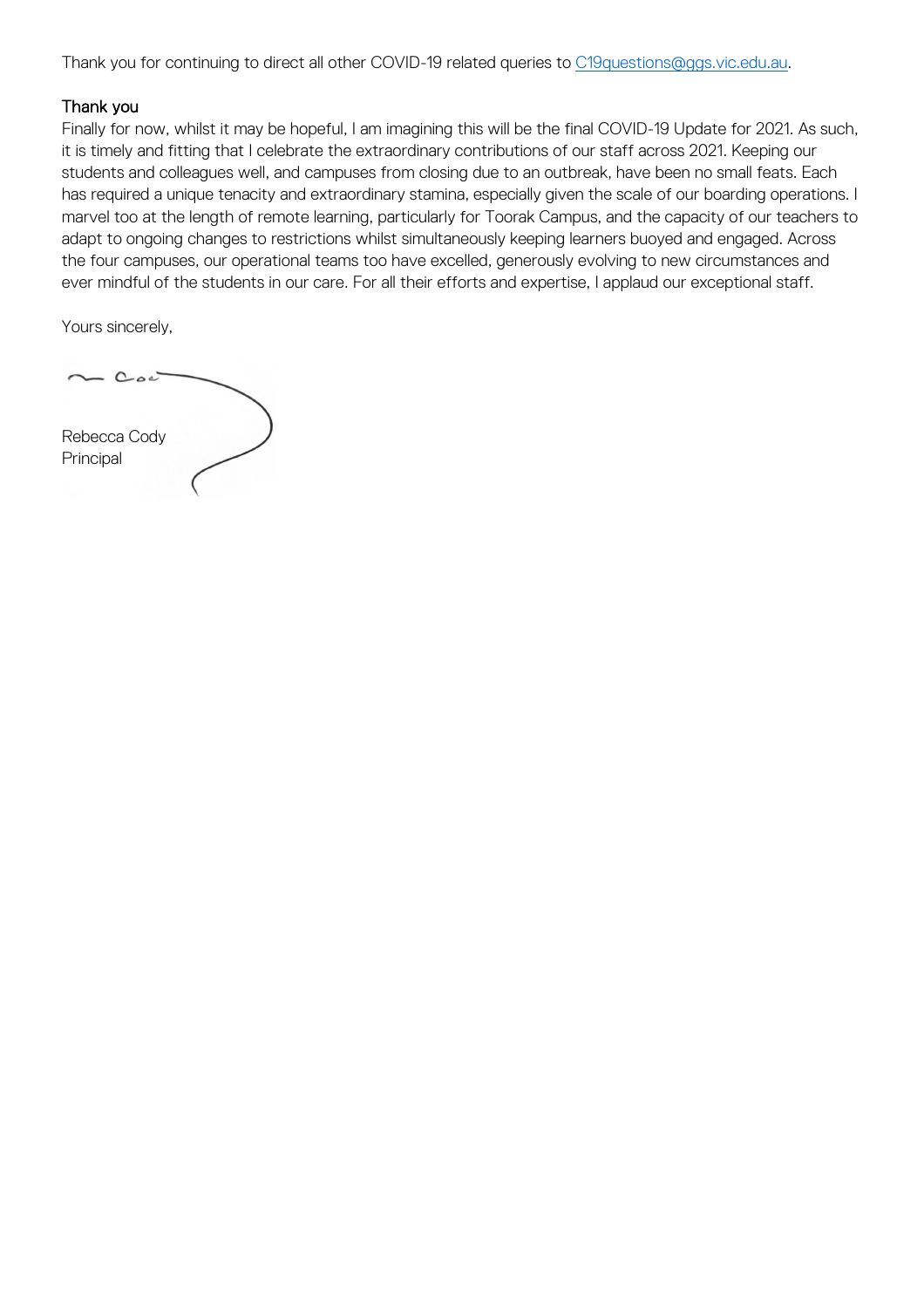Thank you for continuing to direct all other COVID-19 related queries to C19questions@ggs.vic.edu.au.

## Thank you

Finally for now, whilst it may be hopeful, I am imagining this will be the final COVID-19 Update for 2021. As such, it is timely and fitting that I celebrate the extraordinary contributions of our staff across 2021. Keeping our students and colleagues well, and campuses from closing due to an outbreak, have been no small feats. Each has required a unique tenacity and extraordinary stamina, especially given the scale of our boarding operations. I marvel too at the length of remote learning, particularly for Toorak Campus, and the capacity of our teachers to adapt to ongoing changes to restrictions whilst simultaneously keeping learners buoyed and engaged. Across the four campuses, our operational teams too have excelled, generously evolving to new circumstances and ever mindful of the students in our care. For all their efforts and expertise, I applaud our exceptional staff.

Yours sincerely,

Rebecca Cody
Principal